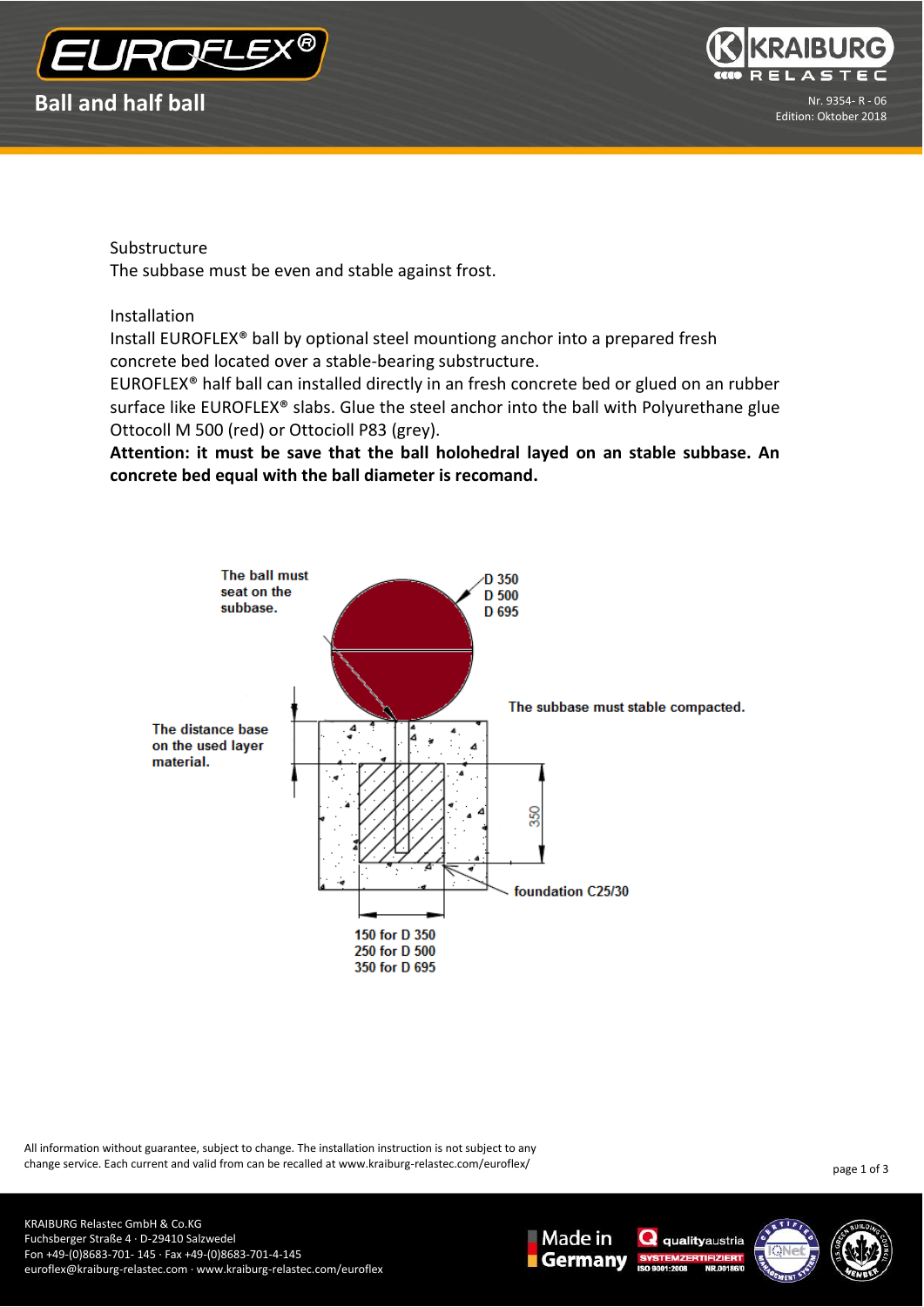# Ball and half ball

Nr. 9354- R - 06
Edition: Oktober 2018

Substructure
The subbase must be even and stable against frost.

Installation
Install EUROFLEX® ball by optional steel mountiong anchor into a prepared fresh concrete bed located over a stable-bearing substructure.
EUROFLEX® half ball can installed directly in an fresh concrete bed or glued on an rubber surface like EUROFLEX® slabs. Glue the steel anchor into the ball with Polyurethane glue Ottocoll M 500 (red) or Ottocioll P83 (grey).
**Attention: it must be save that the ball holohedral layed on an stable subbase. An concrete bed equal with the ball diameter is recomand.**

The ball must seat on the subbase.

D 350
D 500
D 695

The subbase must stable compacted.

The distance base on the used layer material.

350

foundation C25/30

150 for D 350
250 for D 500
350 for D 695

All information without guarantee, subject to change. The installation instruction is not subject to any change service. Each current and valid from can be recalled at www.kraiburg-relastec.com/euroflex/

KRAIBURG Relastec GmbH & Co.KG
Fuchsberger Straße 4 · D-29410 Salzwedel
Fon +49-(0)8683-701- 145 · Fax +49-(0)8683-701-4-145
euroflex@kraiburg-relastec.com · www.kraiburg-relastec.com/euroflex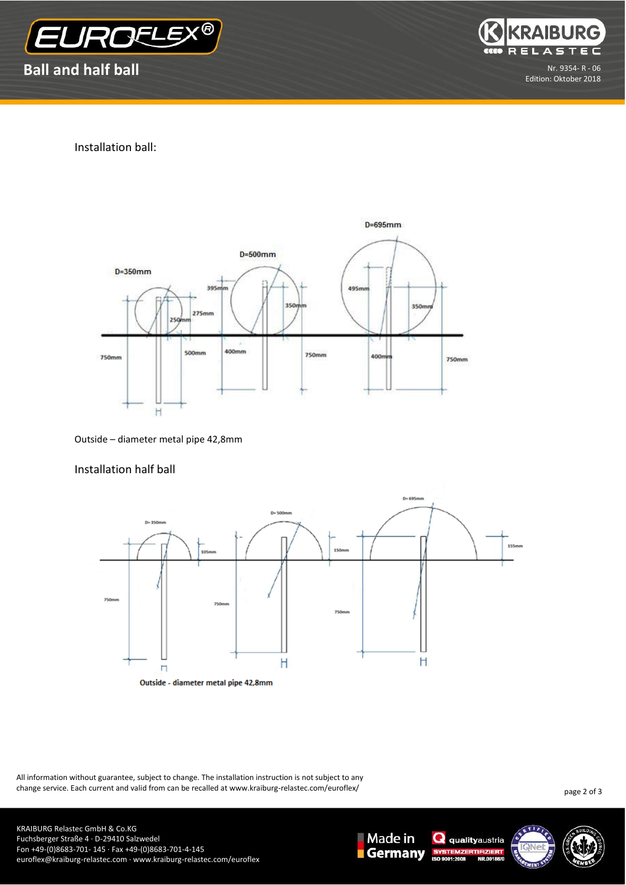Installation ball:

Outside – diameter metal pipe 42,8mm

Installation half ball

Outside - diameter metal pipe 42,8mm

All information without guarantee, subject to change. The installation instruction is not subject to any change service. Each current and valid from can be recalled at www.kraiburg-relastec.com/euroflex/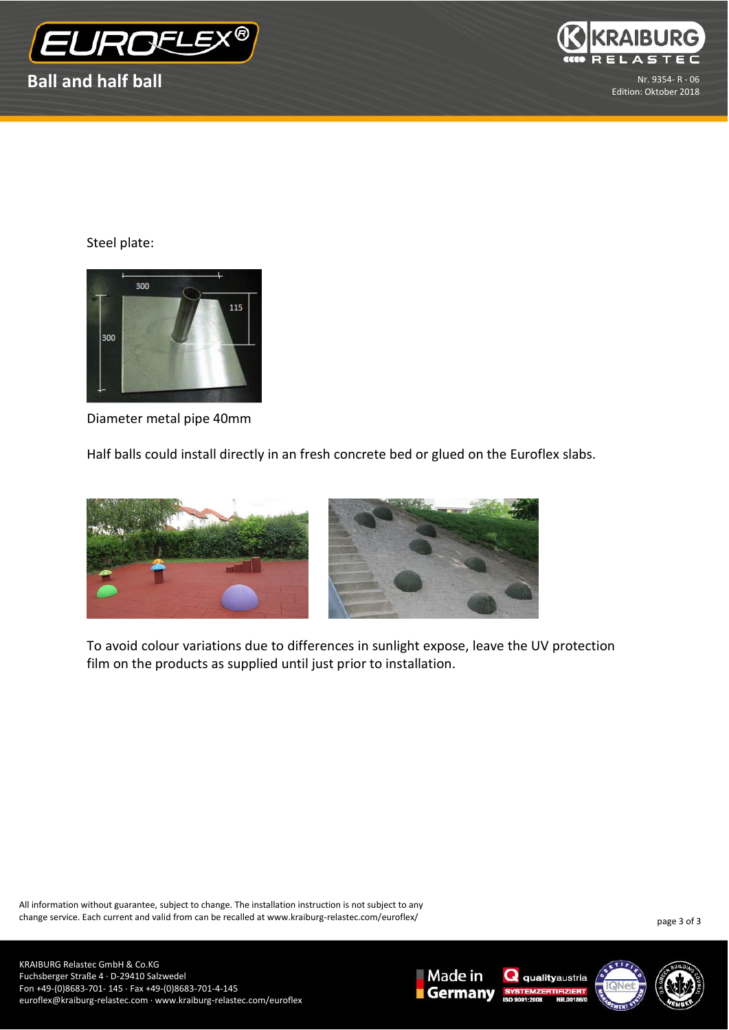Steel plate:

300

115

300

Diameter metal pipe 40mm

Half balls could install directly in an fresh concrete bed or glued on the Euroflex slabs.

To avoid colour variations due to differences in sunlight expose, leave the UV protection film on the products as supplied until just prior to installation.

All information without guarantee, subject to change. The installation instruction is not subject to any change service. Each current and valid from can be recalled at www.kraiburg-relastec.com/euroflex/